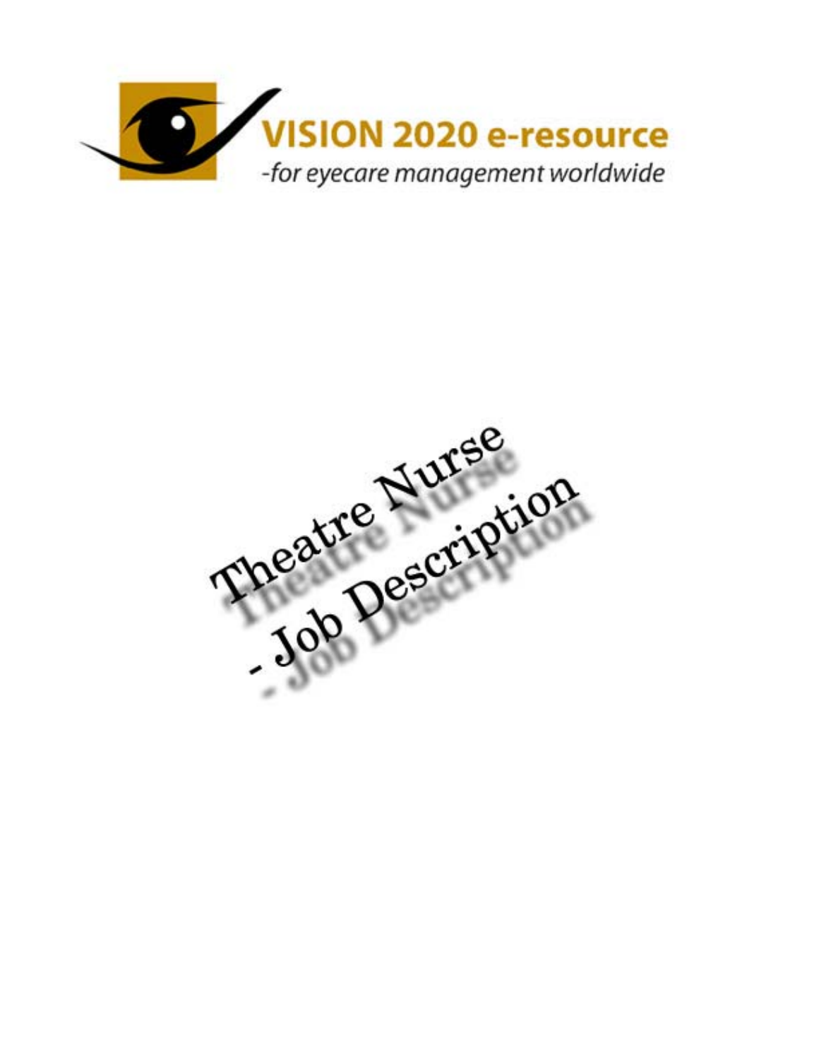**VISION 2020 e-resource**

*-for eyecare management worldwide*

# Theatre Nurse - Job Description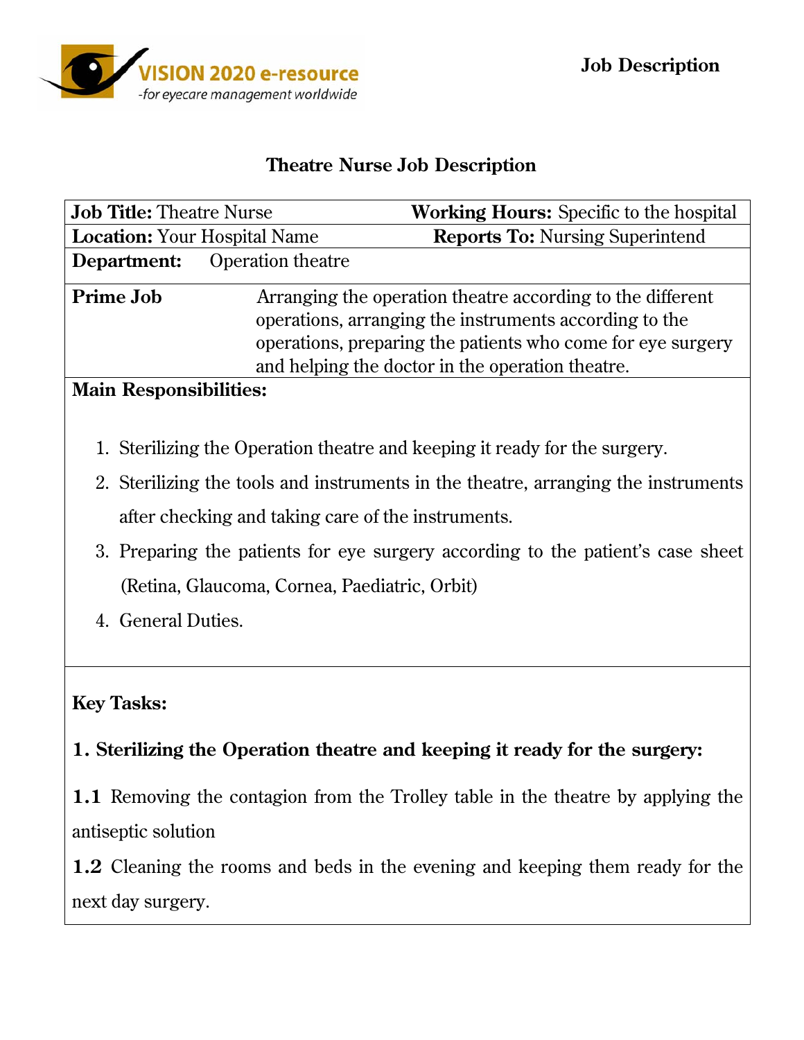# Theatre Nurse Job Description

| **Job Title:** Theatre Nurse | **Working Hours:** Specific to the hospital |
|---|---|
| **Location:** Your Hospital Name | **Reports To:** Nursing Superintend |
| **Department:** Operation theatre | |
| **Prime Job** | Arranging the operation theatre according to the different operations, arranging the instruments according to the operations, preparing the patients who come for eye surgery and helping the doctor in the operation theatre. |

**Main Responsibilities:**

1. Sterilizing the Operation theatre and keeping it ready for the surgery.
2. Sterilizing the tools and instruments in the theatre, arranging the instruments after checking and taking care of the instruments.
3. Preparing the patients for eye surgery according to the patient's case sheet (Retina, Glaucoma, Cornea, Paediatric, Orbit)
4. General Duties.

**Key Tasks:**

**1. Sterilizing the Operation theatre and keeping it ready for the surgery:**

**1.1** Removing the contagion from the Trolley table in the theatre by applying the antiseptic solution

**1.2** Cleaning the rooms and beds in the evening and keeping them ready for the next day surgery.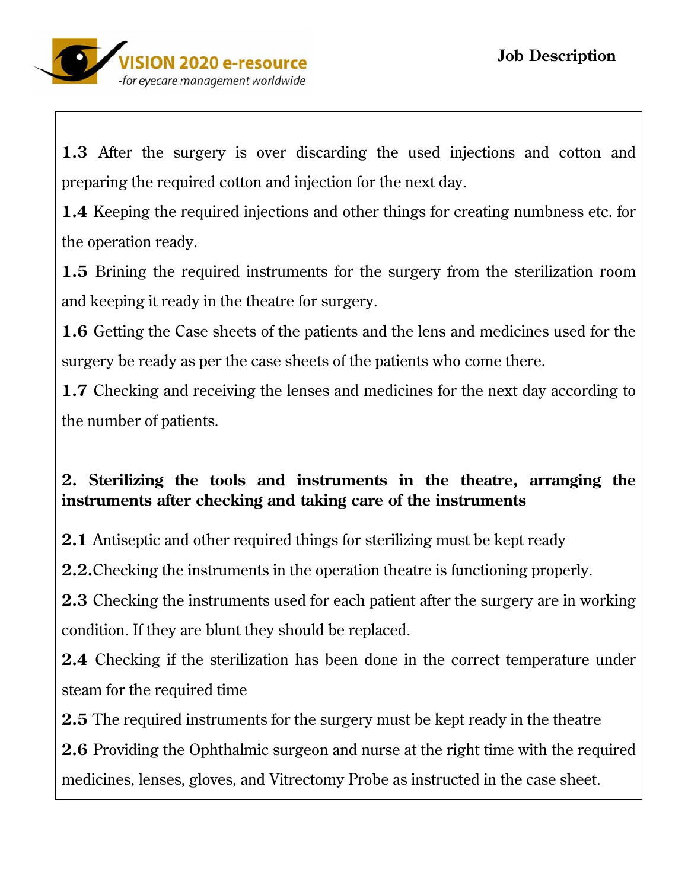**1.3** After the surgery is over discarding the used injections and cotton and preparing the required cotton and injection for the next day.

**1.4** Keeping the required injections and other things for creating numbness etc. for the operation ready.

**1.5** Brining the required instruments for the surgery from the sterilization room and keeping it ready in the theatre for surgery.

**1.6** Getting the Case sheets of the patients and the lens and medicines used for the surgery be ready as per the case sheets of the patients who come there.

**1.7** Checking and receiving the lenses and medicines for the next day according to the number of patients.

**2. Sterilizing the tools and instruments in the theatre, arranging the instruments after checking and taking care of the instruments**

**2.1** Antiseptic and other required things for sterilizing must be kept ready

**2.2.**Checking the instruments in the operation theatre is functioning properly.

**2.3** Checking the instruments used for each patient after the surgery are in working condition. If they are blunt they should be replaced.

**2.4** Checking if the sterilization has been done in the correct temperature under steam for the required time

**2.5** The required instruments for the surgery must be kept ready in the theatre

**2.6** Providing the Ophthalmic surgeon and nurse at the right time with the required medicines, lenses, gloves, and Vitrectomy Probe as instructed in the case sheet.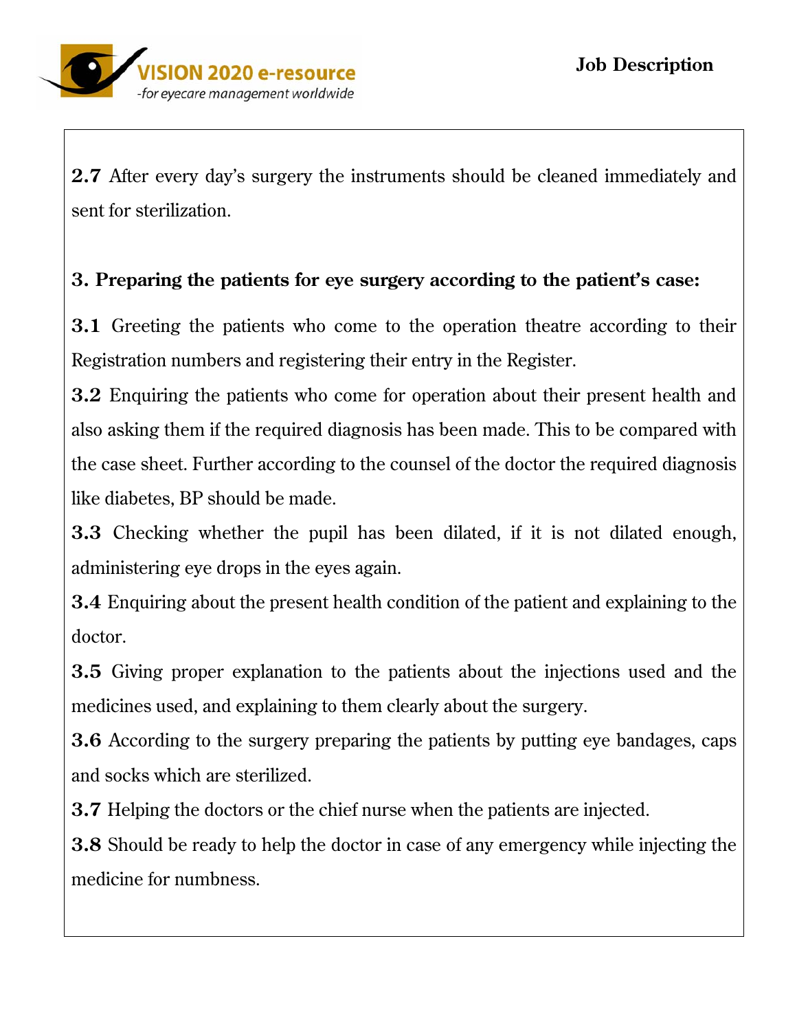**2.7** After every day's surgery the instruments should be cleaned immediately and sent for sterilization.

**3. Preparing the patients for eye surgery according to the patient's case:**

**3.1** Greeting the patients who come to the operation theatre according to their Registration numbers and registering their entry in the Register.

**3.2** Enquiring the patients who come for operation about their present health and also asking them if the required diagnosis has been made. This to be compared with the case sheet. Further according to the counsel of the doctor the required diagnosis like diabetes, BP should be made.

**3.3** Checking whether the pupil has been dilated, if it is not dilated enough, administering eye drops in the eyes again.

**3.4** Enquiring about the present health condition of the patient and explaining to the doctor.

**3.5** Giving proper explanation to the patients about the injections used and the medicines used, and explaining to them clearly about the surgery.

**3.6** According to the surgery preparing the patients by putting eye bandages, caps and socks which are sterilized.

**3.7** Helping the doctors or the chief nurse when the patients are injected.

**3.8** Should be ready to help the doctor in case of any emergency while injecting the medicine for numbness.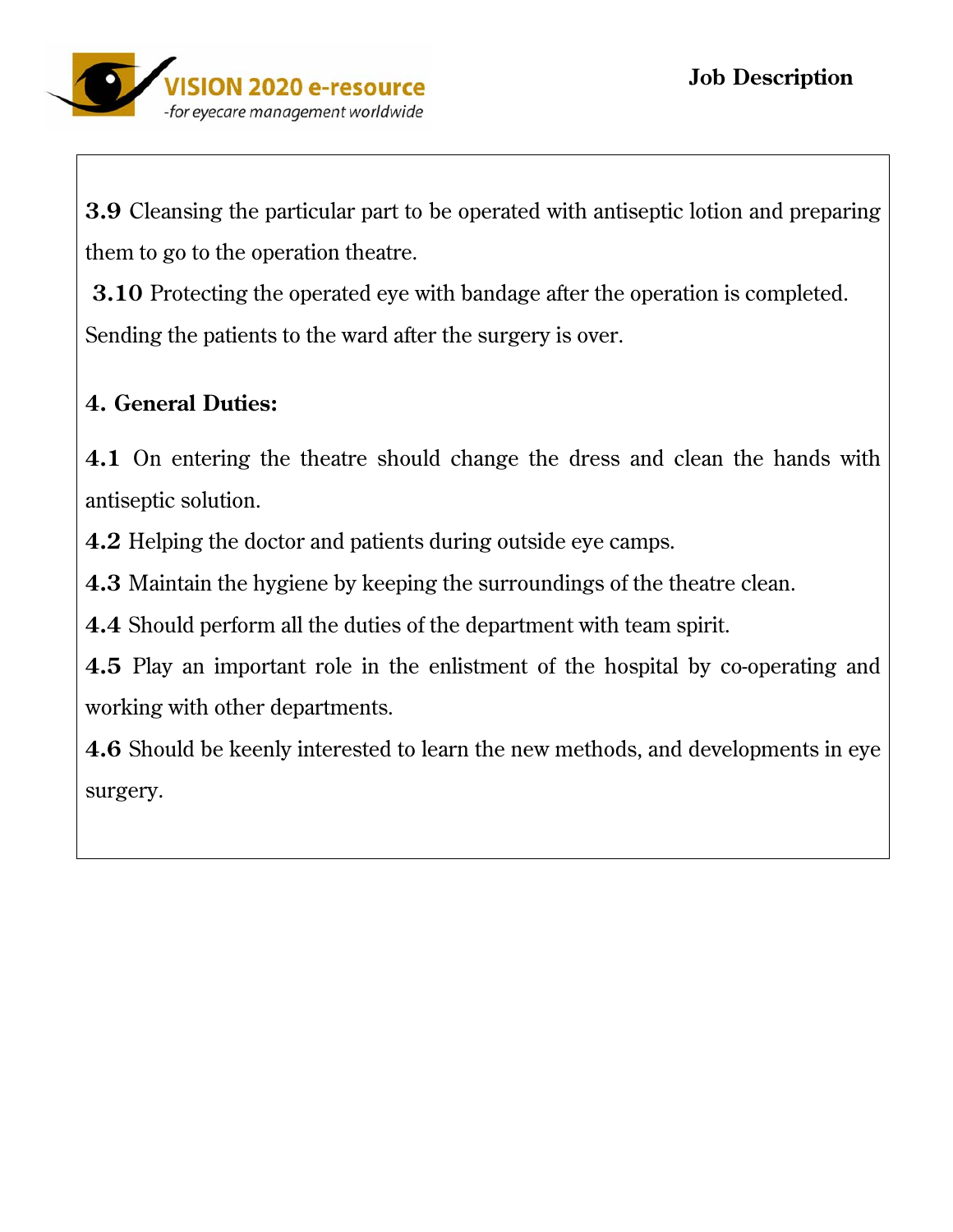**3.9** Cleansing the particular part to be operated with antiseptic lotion and preparing them to go to the operation theatre.

**3.10** Protecting the operated eye with bandage after the operation is completed. Sending the patients to the ward after the surgery is over.

**4. General Duties:**

**4.1** On entering the theatre should change the dress and clean the hands with antiseptic solution.

**4.2** Helping the doctor and patients during outside eye camps.

**4.3** Maintain the hygiene by keeping the surroundings of the theatre clean.

**4.4** Should perform all the duties of the department with team spirit.

**4.5** Play an important role in the enlistment of the hospital by co-operating and working with other departments.

**4.6** Should be keenly interested to learn the new methods, and developments in eye surgery.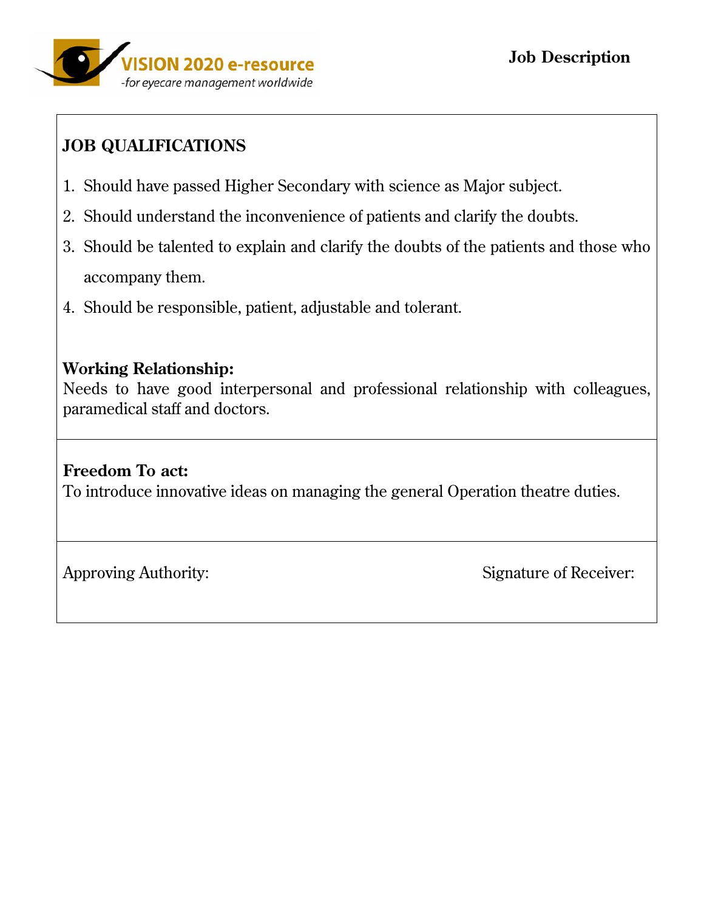## JOB QUALIFICATIONS

1. Should have passed Higher Secondary with science as Major subject.
2. Should understand the inconvenience of patients and clarify the doubts.
3. Should be talented to explain and clarify the doubts of the patients and those who accompany them.
4. Should be responsible, patient, adjustable and tolerant.

**Working Relationship:**
Needs to have good interpersonal and professional relationship with colleagues, paramedical staff and doctors.

**Freedom To act:**
To introduce innovative ideas on managing the general Operation theatre duties.

Approving Authority:

Signature of Receiver: